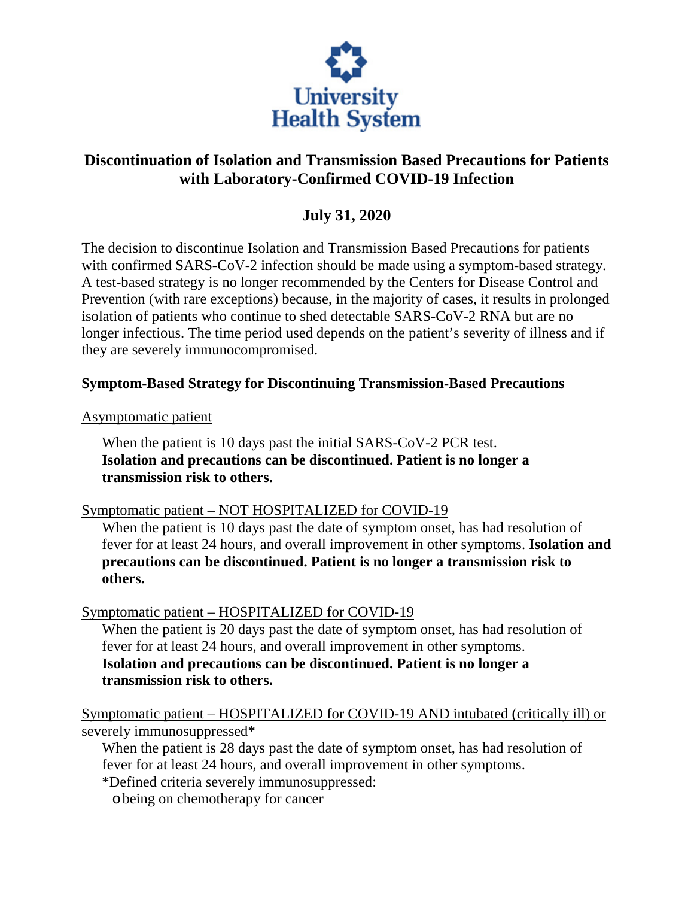University Health System

# Discontinuation of Isolation and Transmission Based Precautions for Patients with Laboratory-Confirmed COVID-19 Infection

## July 31, 2020

The decision to discontinue Isolation and Transmission Based Precautions for patients with confirmed SARS-CoV-2 infection should be made using a symptom-based strategy. A test-based strategy is no longer recommended by the Centers for Disease Control and Prevention (with rare exceptions) because, in the majority of cases, it results in prolonged isolation of patients who continue to shed detectable SARS-CoV-2 RNA but are no longer infectious. The time period used depends on the patient's severity of illness and if they are severely immunocompromised.

**Symptom-Based Strategy for Discontinuing Transmission-Based Precautions**

<u>Asymptomatic patient</u>

When the patient is 10 days past the initial SARS-CoV-2 PCR test.
**Isolation and precautions can be discontinued. Patient is no longer a transmission risk to others.**

<u>Symptomatic patient – NOT HOSPITALIZED for COVID-19</u>

When the patient is 10 days past the date of symptom onset, has had resolution of fever for at least 24 hours, and overall improvement in other symptoms. **Isolation and precautions can be discontinued. Patient is no longer a transmission risk to others.**

<u>Symptomatic patient – HOSPITALIZED for COVID-19</u>

When the patient is 20 days past the date of symptom onset, has had resolution of fever for at least 24 hours, and overall improvement in other symptoms.
**Isolation and precautions can be discontinued. Patient is no longer a transmission risk to others.**

<u>Symptomatic patient – HOSPITALIZED for COVID-19 AND intubated (critically ill) or severely immunosuppressed*</u>

When the patient is 28 days past the date of symptom onset, has had resolution of fever for at least 24 hours, and overall improvement in other symptoms.
*Defined criteria severely immunosuppressed:

- being on chemotherapy for cancer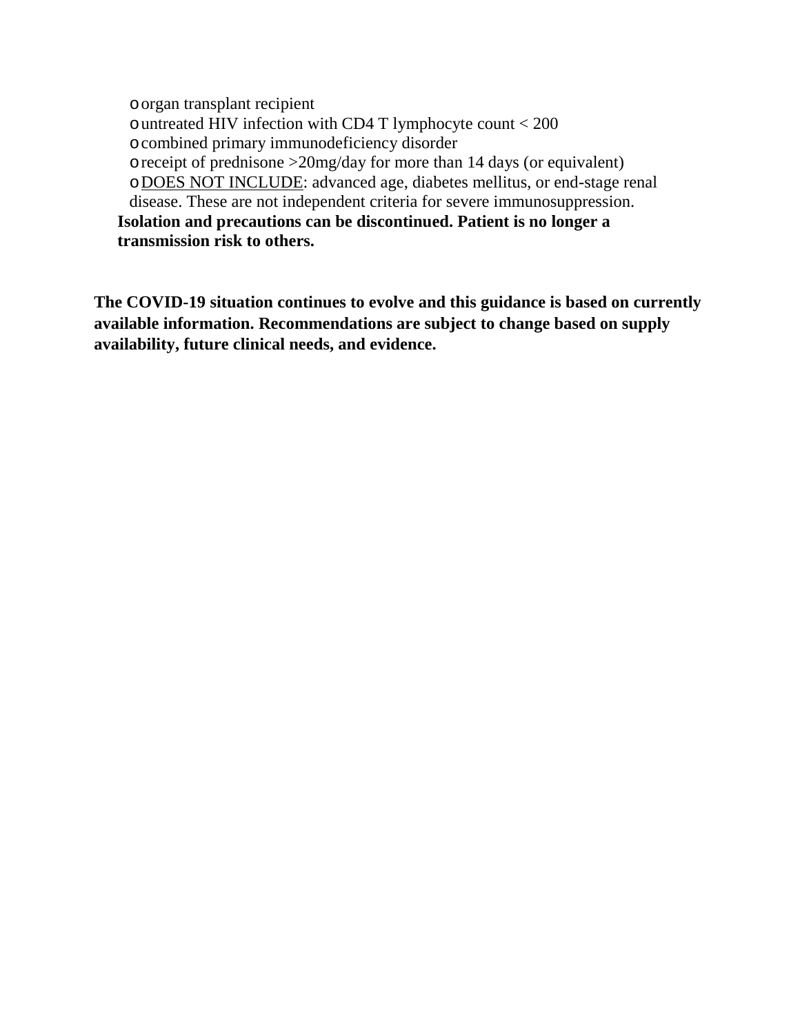- organ transplant recipient
- untreated HIV infection with CD4 T lymphocyte count < 200
- combined primary immunodeficiency disorder
- receipt of prednisone >20mg/day for more than 14 days (or equivalent)
- <u>DOES NOT INCLUDE</u>: advanced age, diabetes mellitus, or end-stage renal disease. These are not independent criteria for severe immunosuppression.

**Isolation and precautions can be discontinued. Patient is no longer a transmission risk to others.**

**The COVID-19 situation continues to evolve and this guidance is based on currently available information. Recommendations are subject to change based on supply availability, future clinical needs, and evidence.**